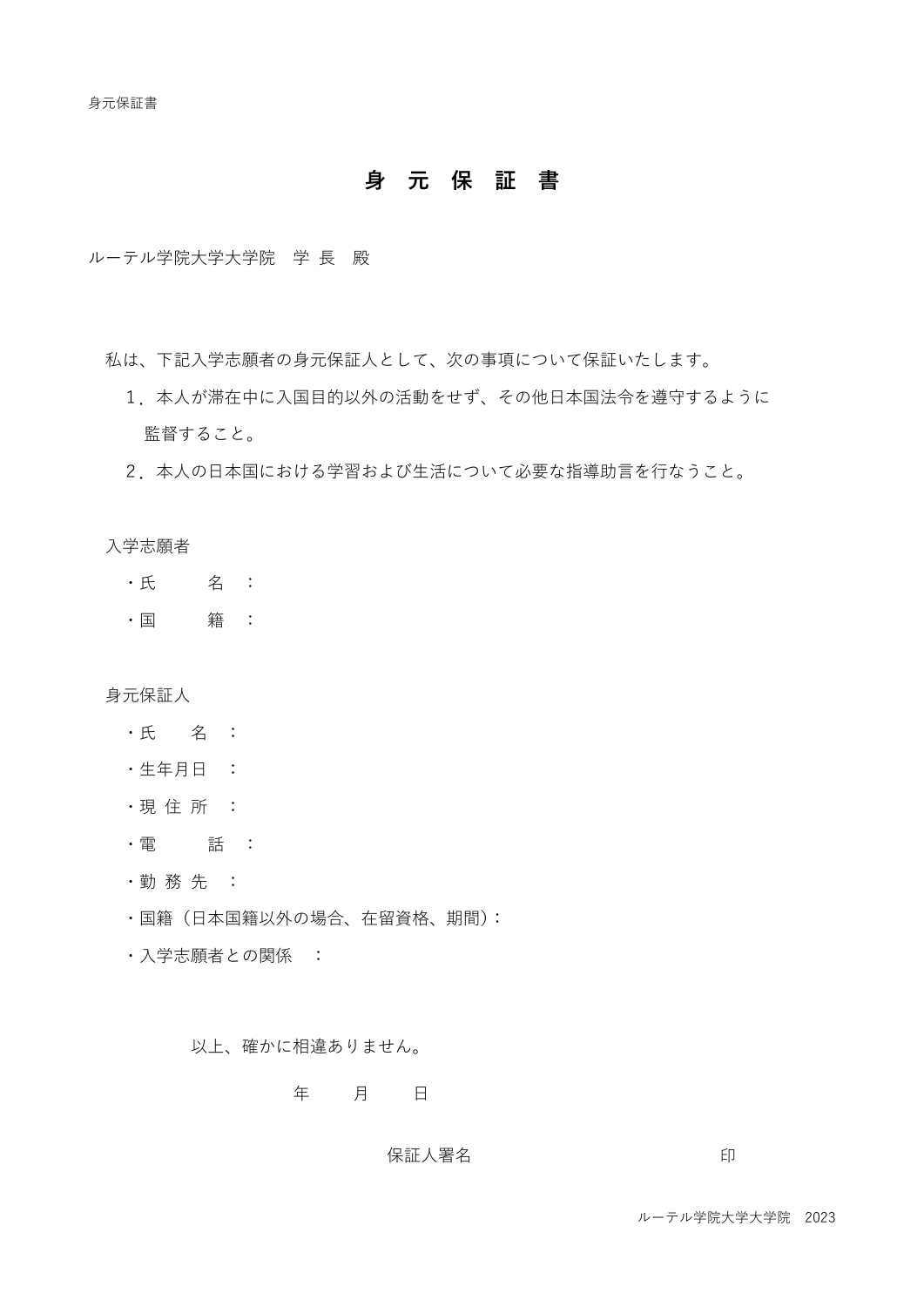# 身 元 保 証 書

ルーテル学院大学大学院　学 長　殿

私は、下記入学志願者の身元保証人として、次の事項について保証いたします。

1．本人が滞在中に入国目的以外の活動をせず、その他日本国法令を遵守するように監督すること。

2．本人の日本国における学習および生活について必要な指導助言を行なうこと。

入学志願者

・氏　　　名　：

・国　　　籍　：

身元保証人

・氏　　名　：

・生年月日　：

・現 住 所　：

・電　　　話　：

・勤 務 先　：

・国籍（日本国籍以外の場合、在留資格、期間）：

・入学志願者との関係　：

以上、確かに相違ありません。

年　　　月　　　日

保証人署名　　　　　　　　　　　　　　　　印

ルーテル学院大学大学院　2023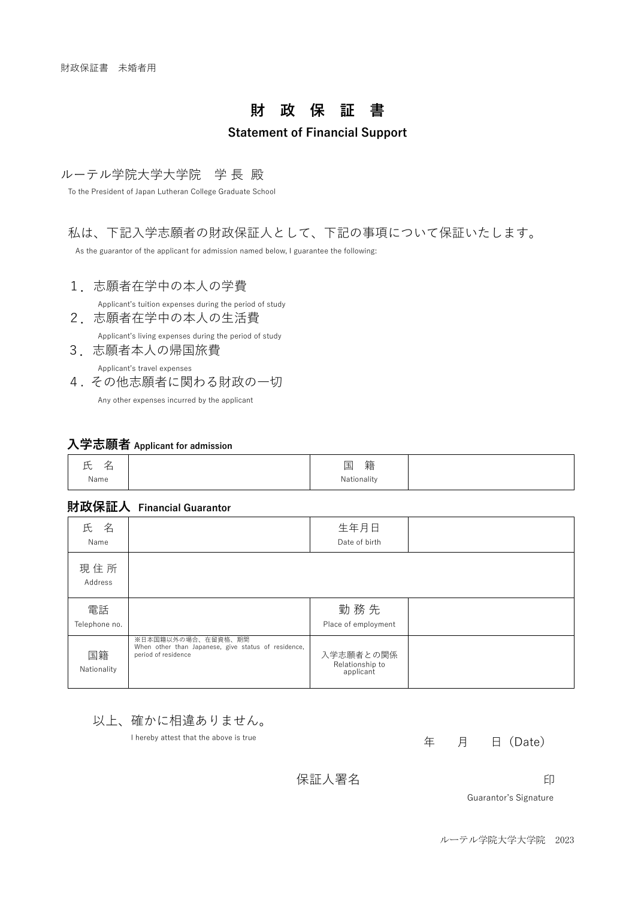財政保証書　未婚者用

# 財　政　保　証　書

**Statement of Financial Support**

ルーテル学院大学大学院　学 長 殿

To the President of Japan Lutheran College Graduate School

私は、下記入学志願者の財政保証人として、下記の事項について保証いたします。

As the guarantor of the applicant for admission named below, I guarantee the following:

1．志願者在学中の本人の学費
   Applicant's tuition expenses during the period of study
2．志願者在学中の本人の生活費
   Applicant's living expenses during the period of study
3．志願者本人の帰国旅費
   Applicant's travel expenses
4．その他志願者に関わる財政の一切
   Any other expenses incurred by the applicant

**入学志願者 Applicant for admission**

| 氏　名 Name | | 国　籍 Nationality | |
|---|---|---|---|

**財政保証人　Financial Guarantor**

| 氏　名 Name | | 生年月日 Date of birth | |
|---|---|---|---|
| 現 住 所 Address | | | |
| 電話 Telephone no. | | 勤 務 先 Place of employment | |
| 国籍 Nationality | ※日本国籍以外の場合、在留資格、期間 When other than Japanese, give status of residence, period of residence | 入学志願者との関係 Relationship to applicant | |

以上、確かに相違ありません。

I hereby attest that the above is true

年　　月　　日（Date）

保証人署名　　　　　　　　　　　印

Guarantor's Signature

ルーテル学院大学大学院　2023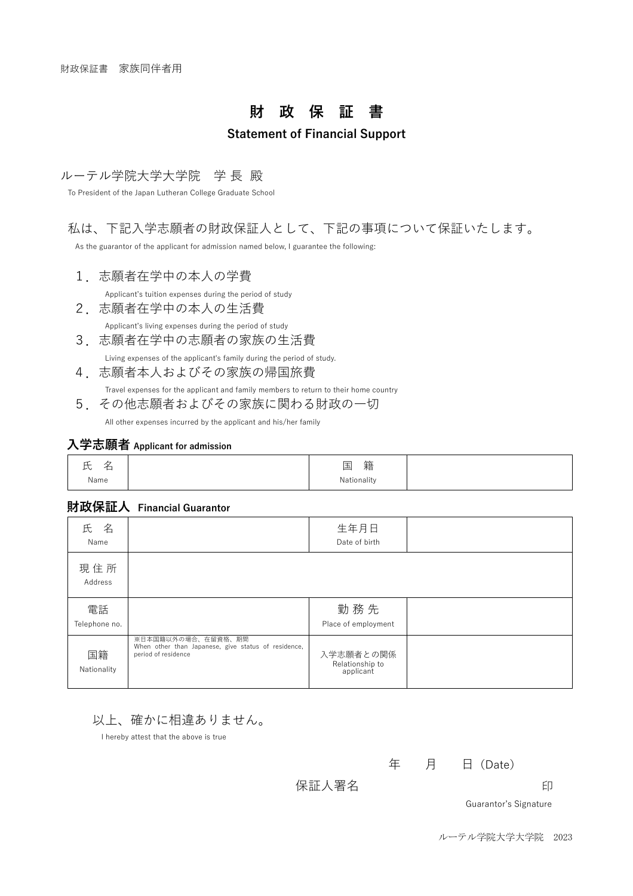財政保証書　家族同伴者用

# 財 政 保 証 書

## Statement of Financial Support

ルーテル学院大学大学院　学 長 殿

To President of the Japan Lutheran College Graduate School

私は、下記入学志願者の財政保証人として、下記の事項について保証いたします。

As the guarantor of the applicant for admission named below, I guarantee the following:

1．志願者在学中の本人の学費
   Applicant's tuition expenses during the period of study
2．志願者在学中の本人の生活費
   Applicant's living expenses during the period of study
3．志願者在学中の志願者の家族の生活費
   Living expenses of the applicant's family during the period of study.
4．志願者本人およびその家族の帰国旅費
   Travel expenses for the applicant and family members to return to their home country
5．その他志願者およびその家族に関わる財政の一切
   All other expenses incurred by the applicant and his/her family

**入学志願者 Applicant for admission**

| | | | |
|---|---|---|---|
| 氏　名<br>Name | | 国　籍<br>Nationality | |

**財政保証人　Financial Guarantor**

| | | | |
|---|---|---|---|
| 氏　名<br>Name | | 生年月日<br>Date of birth | |
| 現 住 所<br>Address | | | |
| 電話<br>Telephone no. | | 勤 務 先<br>Place of employment | |
| 国籍<br>Nationality | ※日本国籍以外の場合、在留資格、期間<br>When other than Japanese, give status of residence, period of residence | 入学志願者との関係<br>Relationship to applicant | |

以上、確かに相違ありません。

I hereby attest that the above is true

年　　月　　日（Date）

保証人署名　　　　　　　　　　印

Guarantor's Signature

ルーテル学院大学大学院　2023